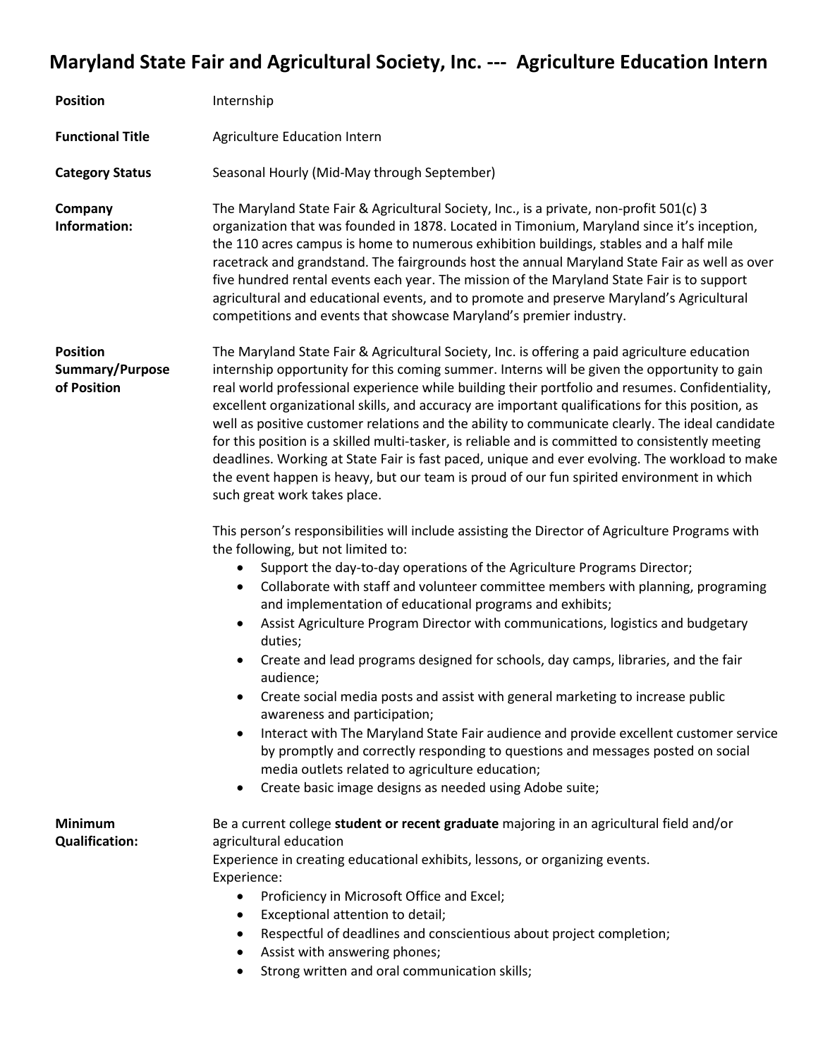# Maryland State Fair and Agricultural Society, Inc. --- Agriculture Education Intern

**Position**

Internship

**Functional Title**

Agriculture Education Intern

**Category Status**

Seasonal Hourly (Mid-May through September)

**Company Information:**

The Maryland State Fair & Agricultural Society, Inc., is a private, non-profit 501(c) 3 organization that was founded in 1878. Located in Timonium, Maryland since it's inception, the 110 acres campus is home to numerous exhibition buildings, stables and a half mile racetrack and grandstand. The fairgrounds host the annual Maryland State Fair as well as over five hundred rental events each year. The mission of the Maryland State Fair is to support agricultural and educational events, and to promote and preserve Maryland's Agricultural competitions and events that showcase Maryland's premier industry.

**Position Summary/Purpose of Position**

The Maryland State Fair & Agricultural Society, Inc. is offering a paid agriculture education internship opportunity for this coming summer. Interns will be given the opportunity to gain real world professional experience while building their portfolio and resumes. Confidentiality, excellent organizational skills, and accuracy are important qualifications for this position, as well as positive customer relations and the ability to communicate clearly. The ideal candidate for this position is a skilled multi-tasker, is reliable and is committed to consistently meeting deadlines. Working at State Fair is fast paced, unique and ever evolving. The workload to make the event happen is heavy, but our team is proud of our fun spirited environment in which such great work takes place.

This person's responsibilities will include assisting the Director of Agriculture Programs with the following, but not limited to:

- Support the day-to-day operations of the Agriculture Programs Director;
- Collaborate with staff and volunteer committee members with planning, programing and implementation of educational programs and exhibits;
- Assist Agriculture Program Director with communications, logistics and budgetary duties;
- Create and lead programs designed for schools, day camps, libraries, and the fair audience;
- Create social media posts and assist with general marketing to increase public awareness and participation;
- Interact with The Maryland State Fair audience and provide excellent customer service by promptly and correctly responding to questions and messages posted on social media outlets related to agriculture education;
- Create basic image designs as needed using Adobe suite;

**Minimum Qualification:**

Be a current college **student or recent graduate** majoring in an agricultural field and/or agricultural education

Experience in creating educational exhibits, lessons, or organizing events.

Experience:

- Proficiency in Microsoft Office and Excel;
- Exceptional attention to detail;
- Respectful of deadlines and conscientious about project completion;
- Assist with answering phones;
- Strong written and oral communication skills;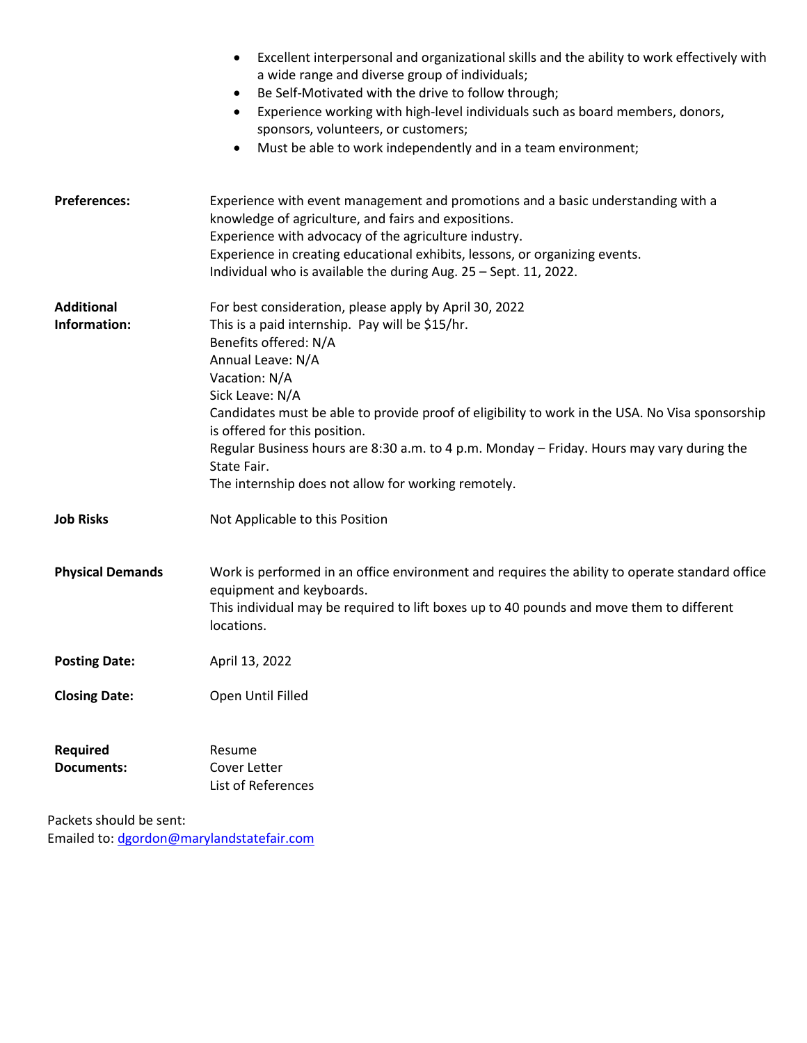- Excellent interpersonal and organizational skills and the ability to work effectively with a wide range and diverse group of individuals;
- Be Self-Motivated with the drive to follow through;
- Experience working with high-level individuals such as board members, donors, sponsors, volunteers, or customers;
- Must be able to work independently and in a team environment;

**Preferences:**

Experience with event management and promotions and a basic understanding with a knowledge of agriculture, and fairs and expositions.
Experience with advocacy of the agriculture industry.
Experience in creating educational exhibits, lessons, or organizing events.
Individual who is available the during Aug. 25 – Sept. 11, 2022.

**Additional Information:**

For best consideration, please apply by April 30, 2022
This is a paid internship. Pay will be $15/hr.
Benefits offered: N/A
Annual Leave: N/A
Vacation: N/A
Sick Leave: N/A
Candidates must be able to provide proof of eligibility to work in the USA. No Visa sponsorship is offered for this position.
Regular Business hours are 8:30 a.m. to 4 p.m. Monday – Friday. Hours may vary during the State Fair.
The internship does not allow for working remotely.

**Job Risks**

Not Applicable to this Position

**Physical Demands**

Work is performed in an office environment and requires the ability to operate standard office equipment and keyboards.
This individual may be required to lift boxes up to 40 pounds and move them to different locations.

**Posting Date:** April 13, 2022

**Closing Date:** Open Until Filled

**Required Documents:**

Resume
Cover Letter
List of References

Packets should be sent:
Emailed to: dgordon@marylandstatefair.com